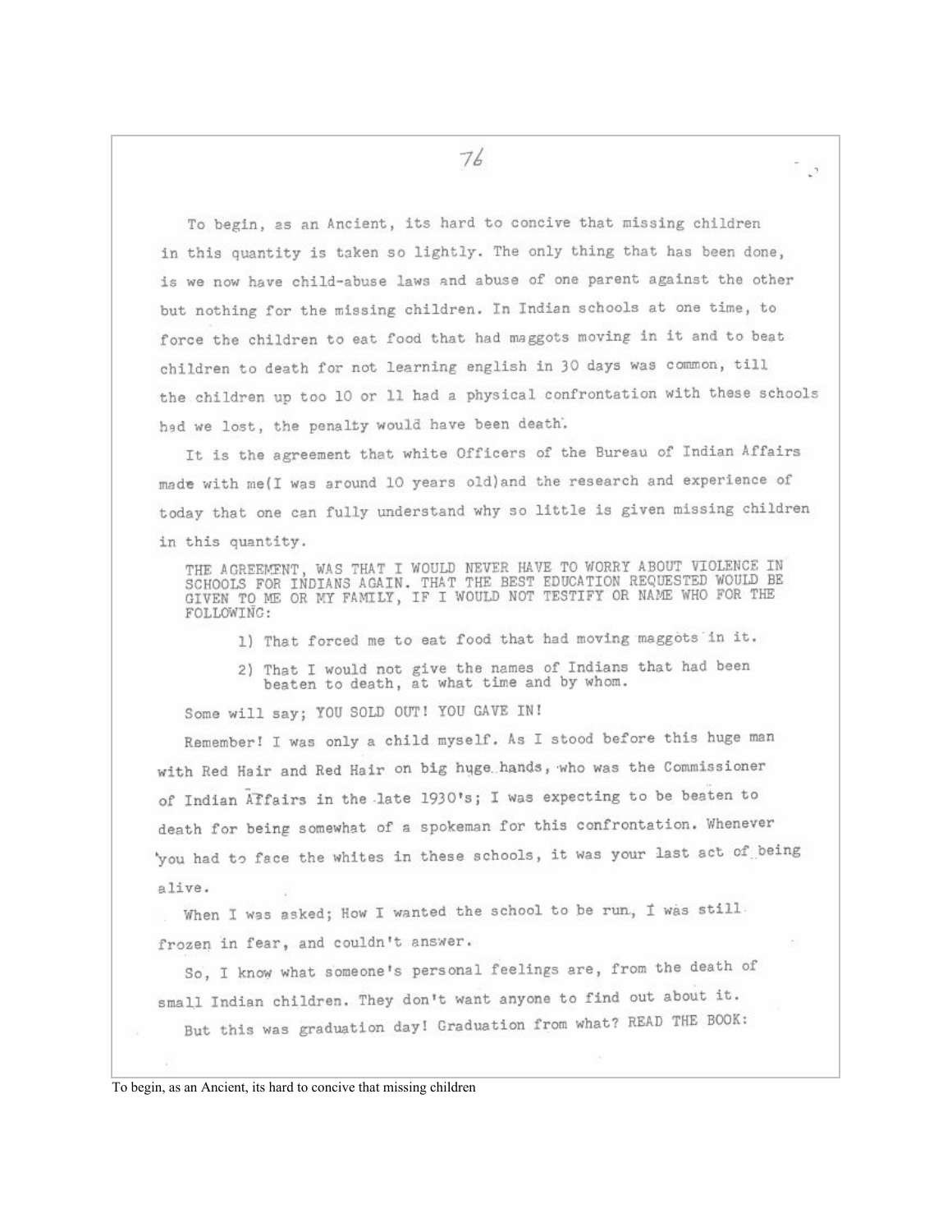To begin, as an Ancient, its hard to concive that missing children in this quantity is taken so lightly. The only thing that has been done, is we now have child-abuse laws and abuse of one parent against the other but nothing for the missing children. In Indian schools at one time, to force the children to eat food that had maggots moving in it and to beat children to death for not learning english in 30 days was common, till the children up too 10 or 11 had a physical confrontation with these schools had we lost, the penalty would have been death.

It is the agreement that white Officers of the Bureau of Indian Affairs made with me(I was around 10 years old)and the research and experience of today that one can fully understand why so little is given missing children in this quantity.

THE AGREEMENT, WAS THAT I WOULD NEVER HAVE TO WORRY ABOUT VIOLENCE IN SCHOOLS FOR INDIANS AGAIN. THAT THE BEST EDUCATION REQUESTED WOULD BE GIVEN TO ME OR MY FAMILY, IF I WOULD NOT TESTIFY OR NAME WHO FOR THE FOLLOWING:

1) That forced me to eat food that had moving maggots in it.
2) That I would not give the names of Indians that had been beaten to death, at what time and by whom.

Some will say; YOU SOLD OUT! YOU GAVE IN!

Remember! I was only a child myself. As I stood before this huge man with Red Hair and Red Hair on big huge hands, who was the Commissioner of Indian Affairs in the late 1930's; I was expecting to be beaten to death for being somewhat of a spokeman for this confrontation. Whenever you had to face the whites in these schools, it was your last act of being alive.

When I was asked; How I wanted the school to be run, I was still frozen in fear, and couldn't answer.

So, I know what someone's personal feelings are, from the death of small Indian children. They don't want anyone to find out about it.

But this was graduation day! Graduation from what? READ THE BOOK:

To begin, as an Ancient, its hard to concive that missing children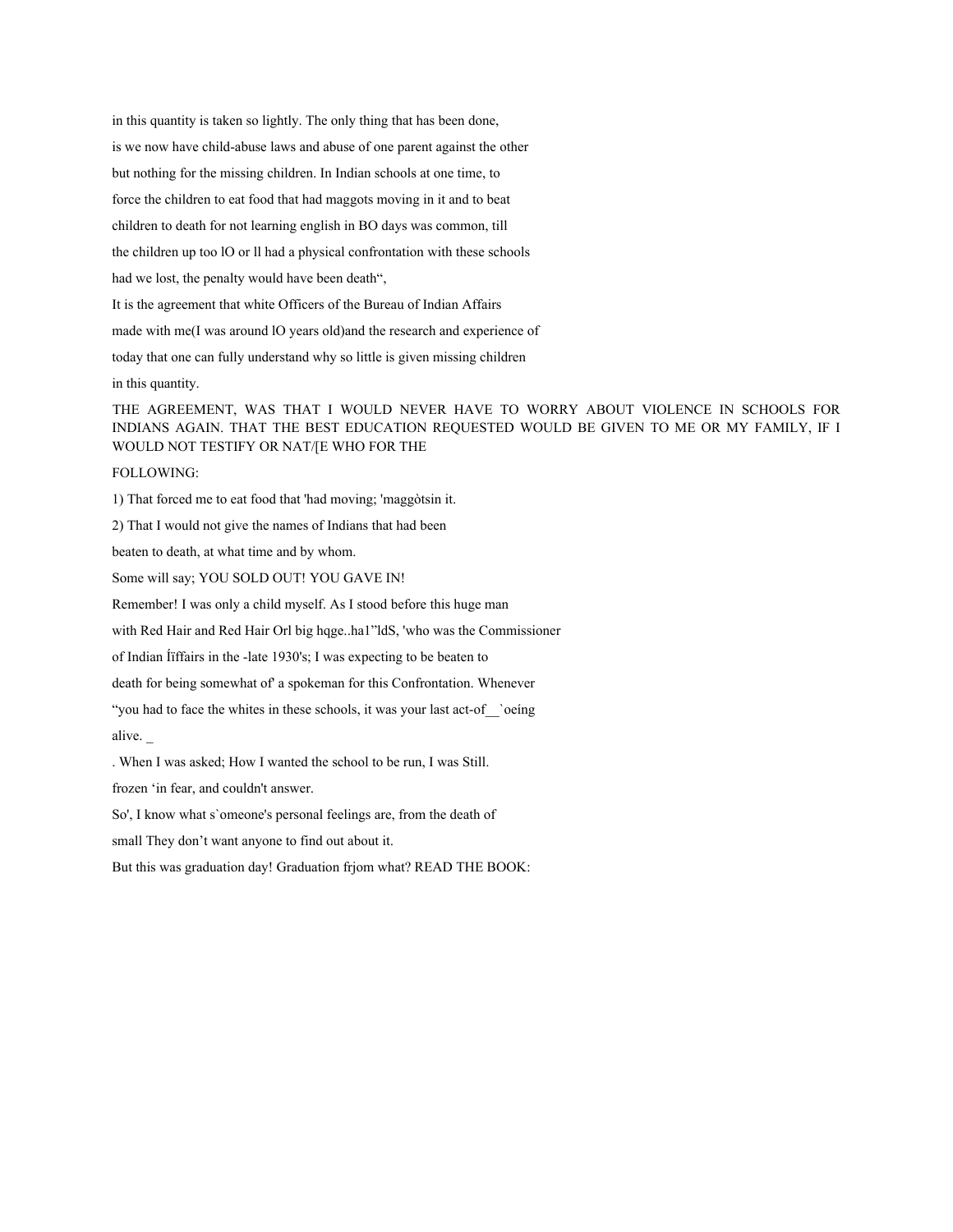in this quantity is taken so lightly. The only thing that has been done,

is we now have child-abuse laws and abuse of one parent against the other

but nothing for the missing children. In Indian schools at one time, to

force the children to eat food that had maggots moving in it and to beat

children to death for not learning english in BO days was common, till

the children up too lO or ll had a physical confrontation with these schools

had we lost, the penalty would have been death“,

It is the agreement that white Officers of the Bureau of Indian Affairs

made with me(I was around lO years old)and the research and experience of

today that one can fully understand why so little is given missing children

in this quantity.

THE AGREEMENT, WAS THAT I WOULD NEVER HAVE TO WORRY ABOUT VIOLENCE IN SCHOOLS FOR INDIANS AGAIN. THAT THE BEST EDUCATION REQUESTED WOULD BE GIVEN TO ME OR MY FAMILY, IF I WOULD NOT TESTIFY OR NAT/[E WHO FOR THE

FOLLOWING:

1) That forced me to eat food that 'had moving; 'maggòtsin it.

2) That I would not give the names of Indians that had been

beaten to death, at what time and by whom.

Some will say; YOU SOLD OUT! YOU GAVE IN!

Remember! I was only a child myself. As I stood before this huge man

with Red Hair and Red Hair Orl big hqge..ha1”ldS, 'who was the Commissioner

of Indian Íïffairs in the -late 1930's; I was expecting to be beaten to

death for being somewhat of' a spokeman for this Confrontation. Whenever

“you had to face the whites in these schools, it was your last act-of__`oeíng

alive. _

. When I was asked; How I wanted the school to be run, I was Still.

frozen ‘in fear, and couldn't answer.

So', I know what s`omeone's personal feelings are, from the death of

small They don’t want anyone to find out about it.

But this was graduation day! Graduation frjom what? READ THE BOOK: